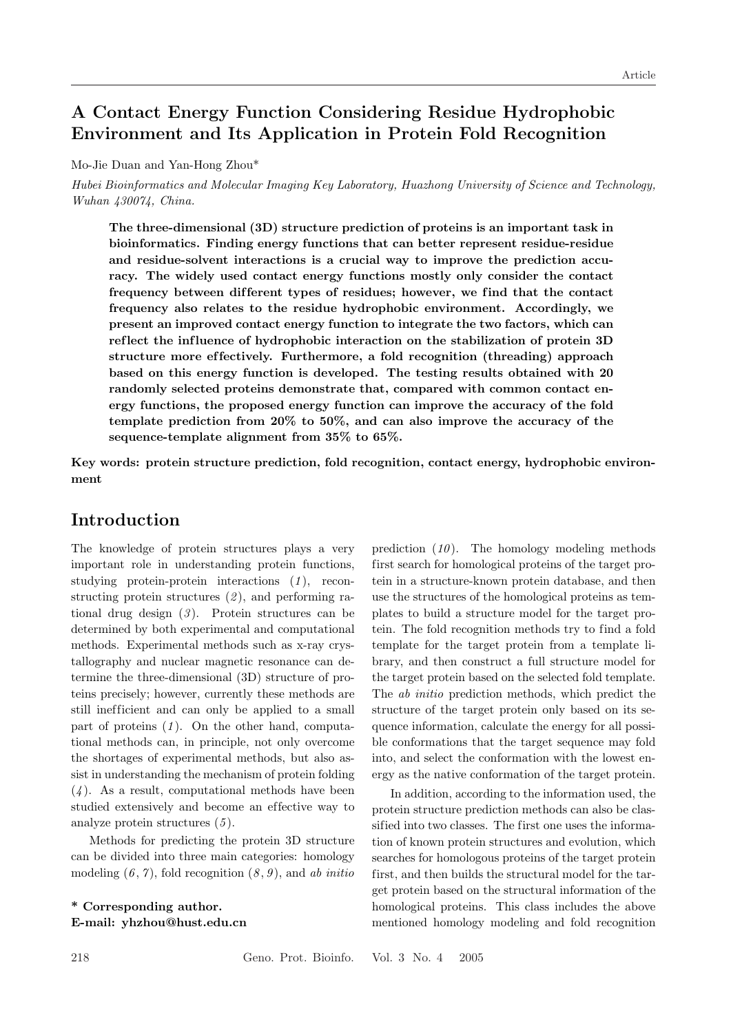# A Contact Energy Function Considering Residue Hydrophobic Environment and Its Application in Protein Fold Recognition

Mo-Jie Duan and Yan-Hong Zhou*

*Hubei Bioinformatics and Molecular Imaging Key Laboratory, Huazhong University of Science and Technology, Wuhan 430074, China.*

**The three-dimensional (3D) structure prediction of proteins is an important task in bioinformatics. Finding energy functions that can better represent residue-residue and residue-solvent interactions is a crucial way to improve the prediction accuracy. The widely used contact energy functions mostly only consider the contact frequency between different types of residues; however, we find that the contact frequency also relates to the residue hydrophobic environment. Accordingly, we present an improved contact energy function to integrate the two factors, which can reflect the influence of hydrophobic interaction on the stabilization of protein 3D structure more effectively. Furthermore, a fold recognition (threading) approach based on this energy function is developed. The testing results obtained with 20 randomly selected proteins demonstrate that, compared with common contact energy functions, the proposed energy function can improve the accuracy of the fold template prediction from 20% to 50%, and can also improve the accuracy of the sequence-template alignment from 35% to 65%.**

**Key words: protein structure prediction, fold recognition, contact energy, hydrophobic environment**

## Introduction

The knowledge of protein structures plays a very important role in understanding protein functions, studying protein-protein interactions (*1*), reconstructing protein structures (*2*), and performing rational drug design (*3*). Protein structures can be determined by both experimental and computational methods. Experimental methods such as x-ray crystallography and nuclear magnetic resonance can determine the three-dimensional (3D) structure of proteins precisely; however, currently these methods are still inefficient and can only be applied to a small part of proteins (*1*). On the other hand, computational methods can, in principle, not only overcome the shortages of experimental methods, but also assist in understanding the mechanism of protein folding (*4*). As a result, computational methods have been studied extensively and become an effective way to analyze protein structures (*5*).

Methods for predicting the protein 3D structure can be divided into three main categories: homology modeling (*6*, *7*), fold recognition (*8*, *9*), and *ab initio* prediction (*10*). The homology modeling methods first search for homological proteins of the target protein in a structure-known protein database, and then use the structures of the homological proteins as templates to build a structure model for the target protein. The fold recognition methods try to find a fold template for the target protein from a template library, and then construct a full structure model for the target protein based on the selected fold template. The *ab initio* prediction methods, which predict the structure of the target protein only based on its sequence information, calculate the energy for all possible conformations that the target sequence may fold into, and select the conformation with the lowest energy as the native conformation of the target protein.

In addition, according to the information used, the protein structure prediction methods can also be classified into two classes. The first one uses the information of known protein structures and evolution, which searches for homologous proteins of the target protein first, and then builds the structural model for the target protein based on the structural information of the homological proteins. This class includes the above mentioned homology modeling and fold recognition

**\* Corresponding author.**
**E-mail: yhzhou@hust.edu.cn**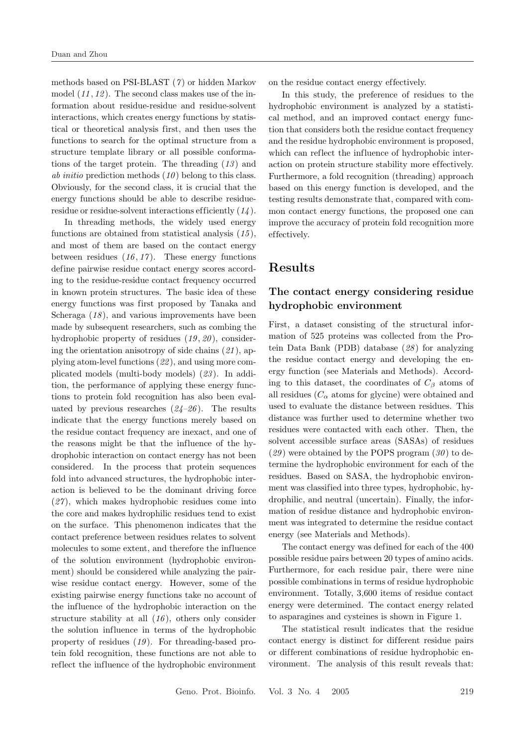methods based on PSI-BLAST (*7*) or hidden Markov model (*11*, *12*). The second class makes use of the information about residue-residue and residue-solvent interactions, which creates energy functions by statistical or theoretical analysis first, and then uses the functions to search for the optimal structure from a structure template library or all possible conformations of the target protein. The threading (*13*) and *ab initio* prediction methods (*10*) belong to this class. Obviously, for the second class, it is crucial that the energy functions should be able to describe residue-residue or residue-solvent interactions efficiently (*14*).

In threading methods, the widely used energy functions are obtained from statistical analysis (*15*), and most of them are based on the contact energy between residues (*16*, *17*). These energy functions define pairwise residue contact energy scores according to the residue-residue contact frequency occurred in known protein structures. The basic idea of these energy functions was first proposed by Tanaka and Scheraga (*18*), and various improvements have been made by subsequent researchers, such as combing the hydrophobic property of residues (*19*, *20*), considering the orientation anisotropy of side chains (*21*), applying atom-level functions (*22*), and using more complicated models (multi-body models) (*23*). In addition, the performance of applying these energy functions to protein fold recognition has also been evaluated by previous researches (*24–26*). The results indicate that the energy functions merely based on the residue contact frequency are inexact, and one of the reasons might be that the influence of the hydrophobic interaction on contact energy has not been considered. In the process that protein sequences fold into advanced structures, the hydrophobic interaction is believed to be the dominant driving force (*27*), which makes hydrophobic residues come into the core and makes hydrophilic residues tend to exist on the surface. This phenomenon indicates that the contact preference between residues relates to solvent molecules to some extent, and therefore the influence of the solution environment (hydrophobic environment) should be considered while analyzing the pairwise residue contact energy. However, some of the existing pairwise energy functions take no account of the influence of the hydrophobic interaction on the structure stability at all (*16*), others only consider the solution influence in terms of the hydrophobic property of residues (*19*). For threading-based protein fold recognition, these functions are not able to reflect the influence of the hydrophobic environment on the residue contact energy effectively.

In this study, the preference of residues to the hydrophobic environment is analyzed by a statistical method, and an improved contact energy function that considers both the residue contact frequency and the residue hydrophobic environment is proposed, which can reflect the influence of hydrophobic interaction on protein structure stability more effectively. Furthermore, a fold recognition (threading) approach based on this energy function is developed, and the testing results demonstrate that, compared with common contact energy functions, the proposed one can improve the accuracy of protein fold recognition more effectively.

# Results

## The contact energy considering residue hydrophobic environment

First, a dataset consisting of the structural information of 525 proteins was collected from the Protein Data Bank (PDB) database (*28*) for analyzing the residue contact energy and developing the energy function (see Materials and Methods). According to this dataset, the coordinates of $C_\beta$ atoms of all residues ($C_\alpha$ atoms for glycine) were obtained and used to evaluate the distance between residues. This distance was further used to determine whether two residues were contacted with each other. Then, the solvent accessible surface areas (SASAs) of residues (*29*) were obtained by the POPS program (*30*) to determine the hydrophobic environment for each of the residues. Based on SASA, the hydrophobic environment was classified into three types, hydrophobic, hydrophilic, and neutral (uncertain). Finally, the information of residue distance and hydrophobic environment was integrated to determine the residue contact energy (see Materials and Methods).

The contact energy was defined for each of the 400 possible residue pairs between 20 types of amino acids. Furthermore, for each residue pair, there were nine possible combinations in terms of residue hydrophobic environment. Totally, 3,600 items of residue contact energy were determined. The contact energy related to asparagines and cysteines is shown in Figure 1.

The statistical result indicates that the residue contact energy is distinct for different residue pairs or different combinations of residue hydrophobic environment. The analysis of this result reveals that: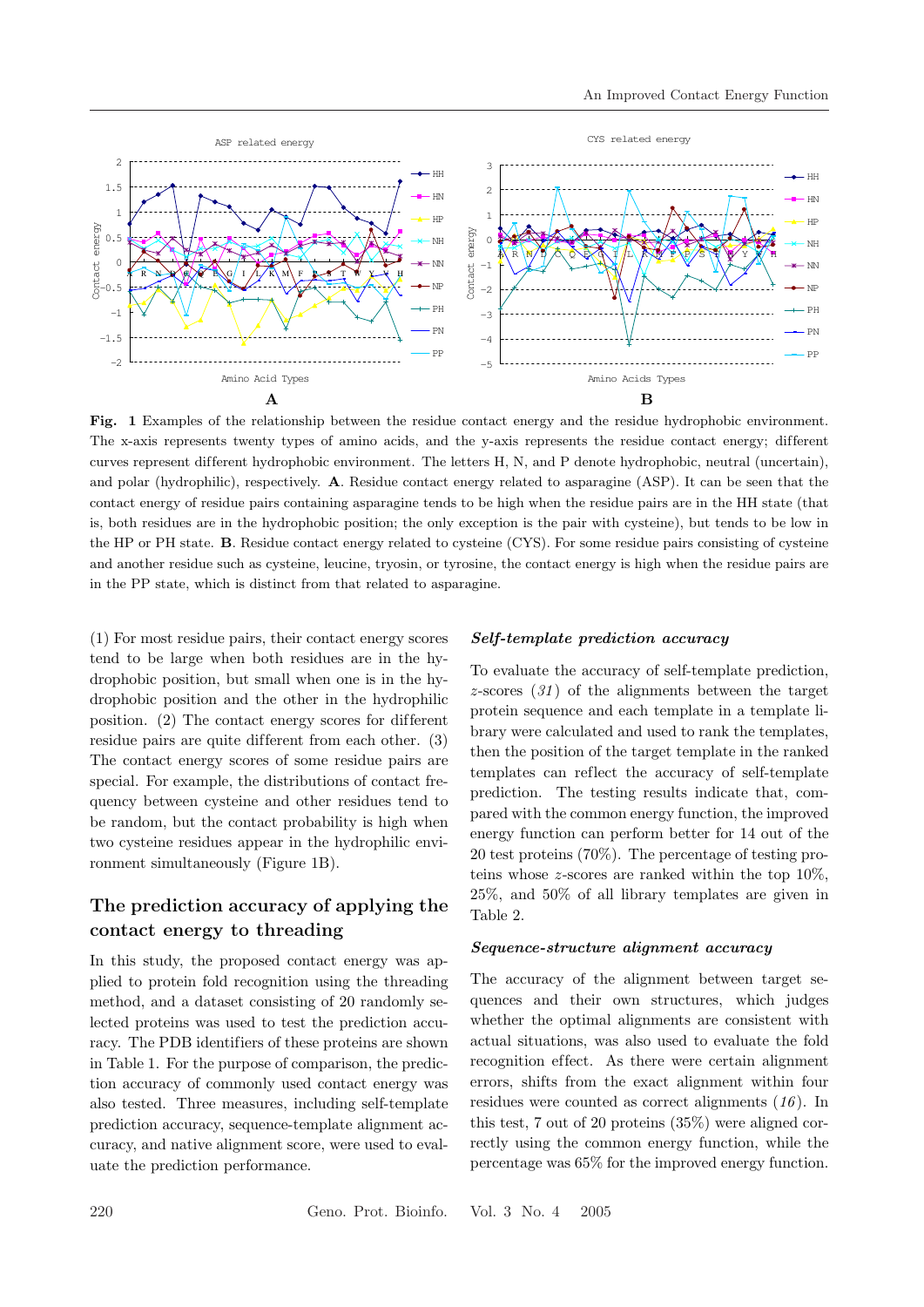**Fig. 1** Examples of the relationship between the residue contact energy and the residue hydrophobic environment. The x-axis represents twenty types of amino acids, and the y-axis represents the residue contact energy; different curves represent different hydrophobic environment. The letters H, N, and P denote hydrophobic, neutral (uncertain), and polar (hydrophilic), respectively. **A**. Residue contact energy related to asparagine (ASP). It can be seen that the contact energy of residue pairs containing asparagine tends to be high when the residue pairs are in the HH state (that is, both residues are in the hydrophobic position; the only exception is the pair with cysteine), but tends to be low in the HP or PH state. **B**. Residue contact energy related to cysteine (CYS). For some residue pairs consisting of cysteine and another residue such as cysteine, leucine, tryosin, or tyrosine, the contact energy is high when the residue pairs are in the PP state, which is distinct from that related to asparagine.

(1) For most residue pairs, their contact energy scores tend to be large when both residues are in the hydrophobic position, but small when one is in the hydrophobic position and the other in the hydrophilic position. (2) The contact energy scores for different residue pairs are quite different from each other. (3) The contact energy scores of some residue pairs are special. For example, the distributions of contact frequency between cysteine and other residues tend to be random, but the contact probability is high when two cysteine residues appear in the hydrophilic environment simultaneously (Figure 1B).

## The prediction accuracy of applying the contact energy to threading

In this study, the proposed contact energy was applied to protein fold recognition using the threading method, and a dataset consisting of 20 randomly selected proteins was used to test the prediction accuracy. The PDB identifiers of these proteins are shown in Table 1. For the purpose of comparison, the prediction accuracy of commonly used contact energy was also tested. Three measures, including self-template prediction accuracy, sequence-template alignment accuracy, and native alignment score, were used to evaluate the prediction performance.

### *Self-template prediction accuracy*

To evaluate the accuracy of self-template prediction, $z$-scores (*31*) of the alignments between the target protein sequence and each template in a template library were calculated and used to rank the templates, then the position of the target template in the ranked templates can reflect the accuracy of self-template prediction. The testing results indicate that, compared with the common energy function, the improved energy function can perform better for 14 out of the 20 test proteins (70%). The percentage of testing proteins whose $z$-scores are ranked within the top 10%, 25%, and 50% of all library templates are given in Table 2.

### *Sequence-structure alignment accuracy*

The accuracy of the alignment between target sequences and their own structures, which judges whether the optimal alignments are consistent with actual situations, was also used to evaluate the fold recognition effect. As there were certain alignment errors, shifts from the exact alignment within four residues were counted as correct alignments (*16*). In this test, 7 out of 20 proteins (35%) were aligned correctly using the common energy function, while the percentage was 65% for the improved energy function.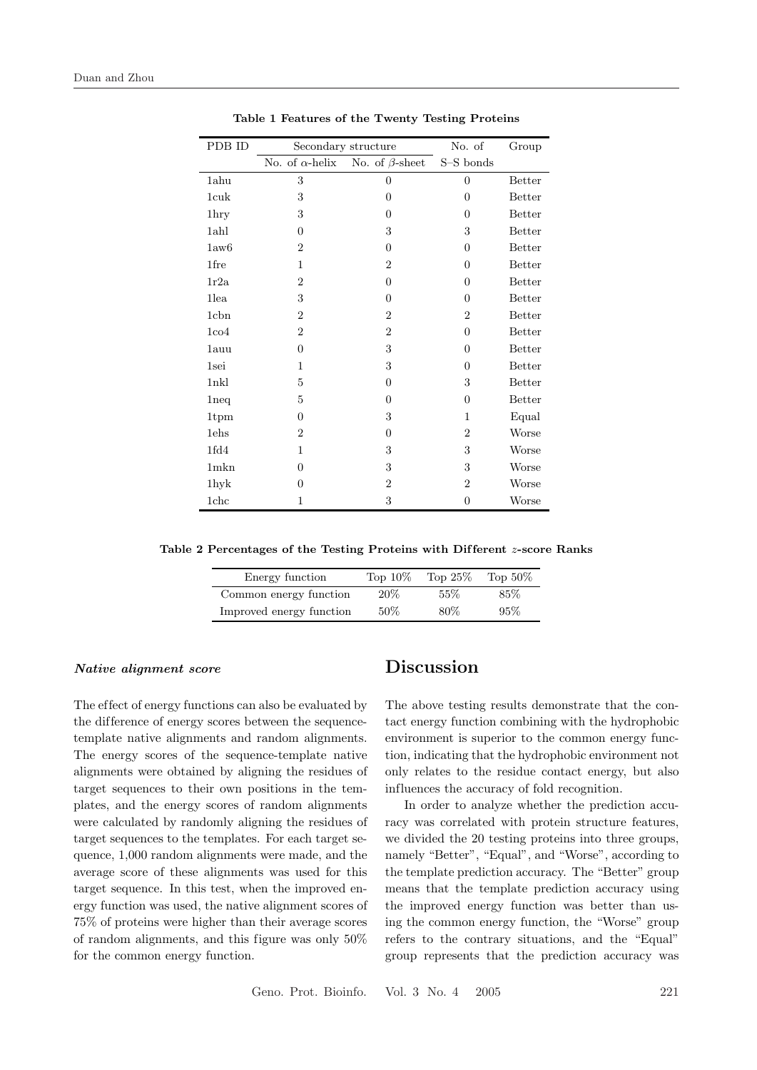**Table 1 Features of the Twenty Testing Proteins**

| PDB ID | Secondary structure | | No. of | Group |
|---|---|---|---|---|
| | No. of $\alpha$-helix | No. of $\beta$-sheet | S–S bonds | |
| 1ahu | 3 | 0 | 0 | Better |
| 1cuk | 3 | 0 | 0 | Better |
| 1hry | 3 | 0 | 0 | Better |
| 1ahl | 0 | 3 | 3 | Better |
| 1aw6 | 2 | 0 | 0 | Better |
| 1fre | 1 | 2 | 0 | Better |
| 1r2a | 2 | 0 | 0 | Better |
| 1lea | 3 | 0 | 0 | Better |
| 1cbn | 2 | 2 | 2 | Better |
| 1co4 | 2 | 2 | 0 | Better |
| 1auu | 0 | 3 | 0 | Better |
| 1sei | 1 | 3 | 0 | Better |
| 1nkl | 5 | 0 | 3 | Better |
| 1neq | 5 | 0 | 0 | Better |
| 1tpm | 0 | 3 | 1 | Equal |
| 1ehs | 2 | 0 | 2 | Worse |
| 1fd4 | 1 | 3 | 3 | Worse |
| 1mkn | 0 | 3 | 3 | Worse |
| 1hyk | 0 | 2 | 2 | Worse |
| 1chc | 1 | 3 | 0 | Worse |

**Table 2 Percentages of the Testing Proteins with Different $z$-score Ranks**

| Energy function | Top 10% | Top 25% | Top 50% |
|---|---|---|---|
| Common energy function | 20% | 55% | 85% |
| Improved energy function | 50% | 80% | 95% |

***Native alignment score***

The effect of energy functions can also be evaluated by the difference of energy scores between the sequence-template native alignments and random alignments. The energy scores of the sequence-template native alignments were obtained by aligning the residues of target sequences to their own positions in the templates, and the energy scores of random alignments were calculated by randomly aligning the residues of target sequences to the templates. For each target sequence, 1,000 random alignments were made, and the average score of these alignments was used for this target sequence. In this test, when the improved energy function was used, the native alignment scores of 75% of proteins were higher than their average scores of random alignments, and this figure was only 50% for the common energy function.

## Discussion

The above testing results demonstrate that the contact energy function combining with the hydrophobic environment is superior to the common energy function, indicating that the hydrophobic environment not only relates to the residue contact energy, but also influences the accuracy of fold recognition.

In order to analyze whether the prediction accuracy was correlated with protein structure features, we divided the 20 testing proteins into three groups, namely "Better", "Equal", and "Worse", according to the template prediction accuracy. The "Better" group means that the template prediction accuracy using the improved energy function was better than using the common energy function, the "Worse" group refers to the contrary situations, and the "Equal" group represents that the prediction accuracy was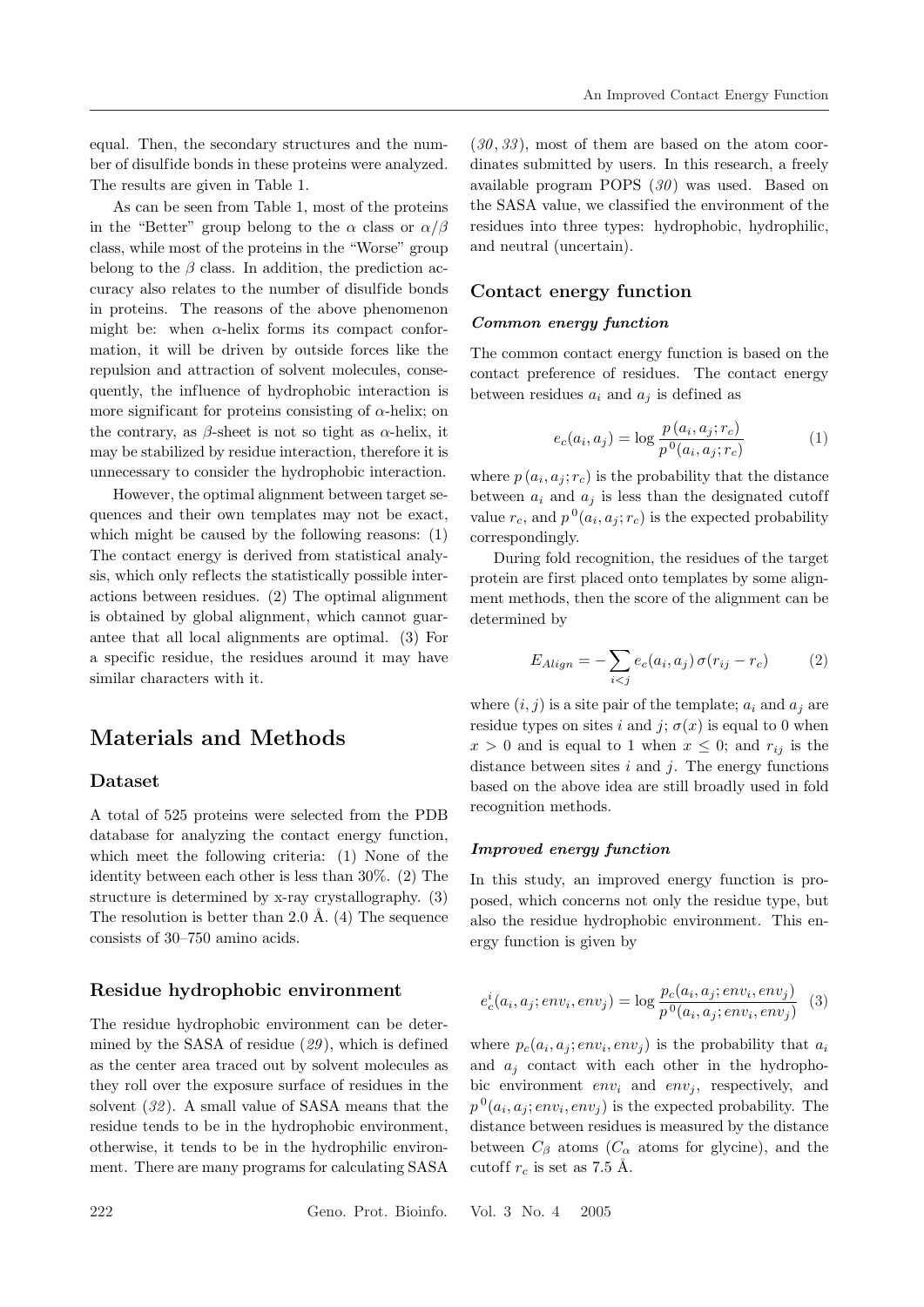equal. Then, the secondary structures and the number of disulfide bonds in these proteins were analyzed. The results are given in Table 1.

As can be seen from Table 1, most of the proteins in the "Better" group belong to the $\alpha$ class or $\alpha/\beta$ class, while most of the proteins in the "Worse" group belong to the $\beta$ class. In addition, the prediction accuracy also relates to the number of disulfide bonds in proteins. The reasons of the above phenomenon might be: when $\alpha$-helix forms its compact conformation, it will be driven by outside forces like the repulsion and attraction of solvent molecules, consequently, the influence of hydrophobic interaction is more significant for proteins consisting of $\alpha$-helix; on the contrary, as $\beta$-sheet is not so tight as $\alpha$-helix, it may be stabilized by residue interaction, therefore it is unnecessary to consider the hydrophobic interaction.

However, the optimal alignment between target sequences and their own templates may not be exact, which might be caused by the following reasons: (1) The contact energy is derived from statistical analysis, which only reflects the statistically possible interactions between residues. (2) The optimal alignment is obtained by global alignment, which cannot guarantee that all local alignments are optimal. (3) For a specific residue, the residues around it may have similar characters with it.

# Materials and Methods

## Dataset

A total of 525 proteins were selected from the PDB database for analyzing the contact energy function, which meet the following criteria: (1) None of the identity between each other is less than 30%. (2) The structure is determined by x-ray crystallography. (3) The resolution is better than 2.0 Å. (4) The sequence consists of 30–750 amino acids.

## Residue hydrophobic environment

The residue hydrophobic environment can be determined by the SASA of residue (*29*), which is defined as the center area traced out by solvent molecules as they roll over the exposure surface of residues in the solvent (*32*). A small value of SASA means that the residue tends to be in the hydrophobic environment, otherwise, it tends to be in the hydrophilic environment. There are many programs for calculating SASA (*30*, *33*), most of them are based on the atom coordinates submitted by users. In this research, a freely available program POPS (*30*) was used. Based on the SASA value, we classified the environment of the residues into three types: hydrophobic, hydrophilic, and neutral (uncertain).

## Contact energy function

### *Common energy function*

The common contact energy function is based on the contact preference of residues. The contact energy between residues $a_i$ and $a_j$ is defined as

$$e_c(a_i, a_j) = \log \frac{p\,(a_i, a_j; r_c)}{p^{\,0}(a_i, a_j; r_c)} \tag{1}$$

where $p\,(a_i, a_j; r_c)$ is the probability that the distance between $a_i$ and $a_j$ is less than the designated cutoff value $r_c$, and $p^{\,0}(a_i, a_j; r_c)$ is the expected probability correspondingly.

During fold recognition, the residues of the target protein are first placed onto templates by some alignment methods, then the score of the alignment can be determined by

$$E_{Align} = -\sum_{i<j} e_c(a_i, a_j)\,\sigma(r_{ij} - r_c) \tag{2}$$

where $(i, j)$ is a site pair of the template; $a_i$ and $a_j$ are residue types on sites $i$ and $j$; $\sigma(x)$ is equal to 0 when $x > 0$ and is equal to 1 when $x \leq 0$; and $r_{ij}$ is the distance between sites $i$ and $j$. The energy functions based on the above idea are still broadly used in fold recognition methods.

### *Improved energy function*

In this study, an improved energy function is proposed, which concerns not only the residue type, but also the residue hydrophobic environment. This energy function is given by

$$e_c^i(a_i, a_j; env_i, env_j) = \log \frac{p_c(a_i, a_j; env_i, env_j)}{p^{\,0}(a_i, a_j; env_i, env_j)} \tag{3}$$

where $p_c(a_i, a_j; env_i, env_j)$ is the probability that $a_i$ and $a_j$ contact with each other in the hydrophobic environment $env_i$ and $env_j$, respectively, and $p^{\,0}(a_i, a_j; env_i, env_j)$ is the expected probability. The distance between residues is measured by the distance between $C_\beta$ atoms ($C_\alpha$ atoms for glycine), and the cutoff $r_c$ is set as 7.5 Å.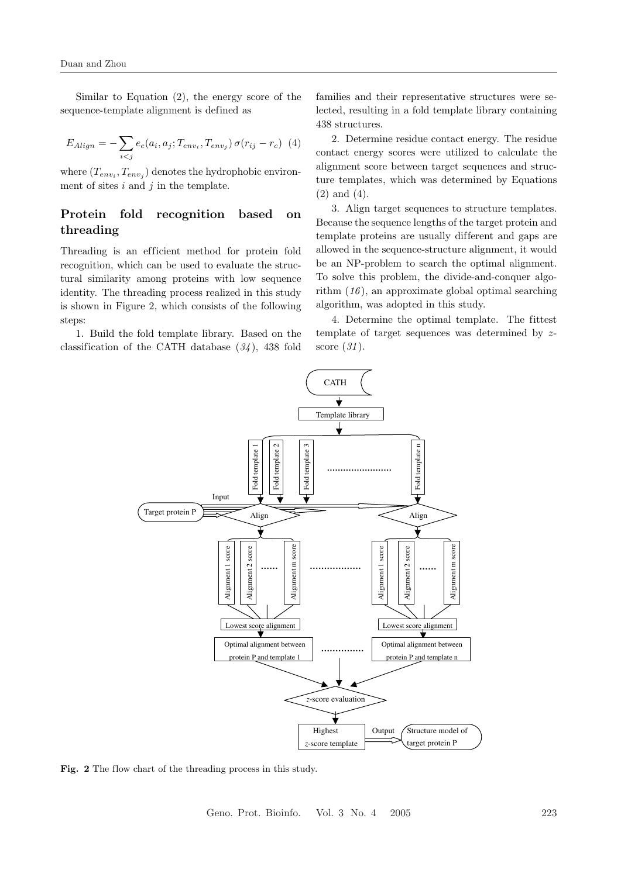Similar to Equation (2), the energy score of the sequence-template alignment is defined as

$$E_{Align} = -\sum_{i<j} e_c(a_i, a_j; T_{env_i}, T_{env_j})\, \sigma(r_{ij} - r_c) \quad (4)$$

where $(T_{env_i}, T_{env_j})$ denotes the hydrophobic environment of sites $i$ and $j$ in the template.

## Protein fold recognition based on threading

Threading is an efficient method for protein fold recognition, which can be used to evaluate the structural similarity among proteins with low sequence identity. The threading process realized in this study is shown in Figure 2, which consists of the following steps:

1. Build the fold template library. Based on the classification of the CATH database (*34*), 438 fold families and their representative structures were selected, resulting in a fold template library containing 438 structures.

2. Determine residue contact energy. The residue contact energy scores were utilized to calculate the alignment score between target sequences and structure templates, which was determined by Equations (2) and (4).

3. Align target sequences to structure templates. Because the sequence lengths of the target protein and template proteins are usually different and gaps are allowed in the sequence-structure alignment, it would be an NP-problem to search the optimal alignment. To solve this problem, the divide-and-conquer algorithm (*16*), an approximate global optimal searching algorithm, was adopted in this study.

4. Determine the optimal template. The fittest template of target sequences was determined by $z$-score (*31*).

**Fig. 2** The flow chart of the threading process in this study.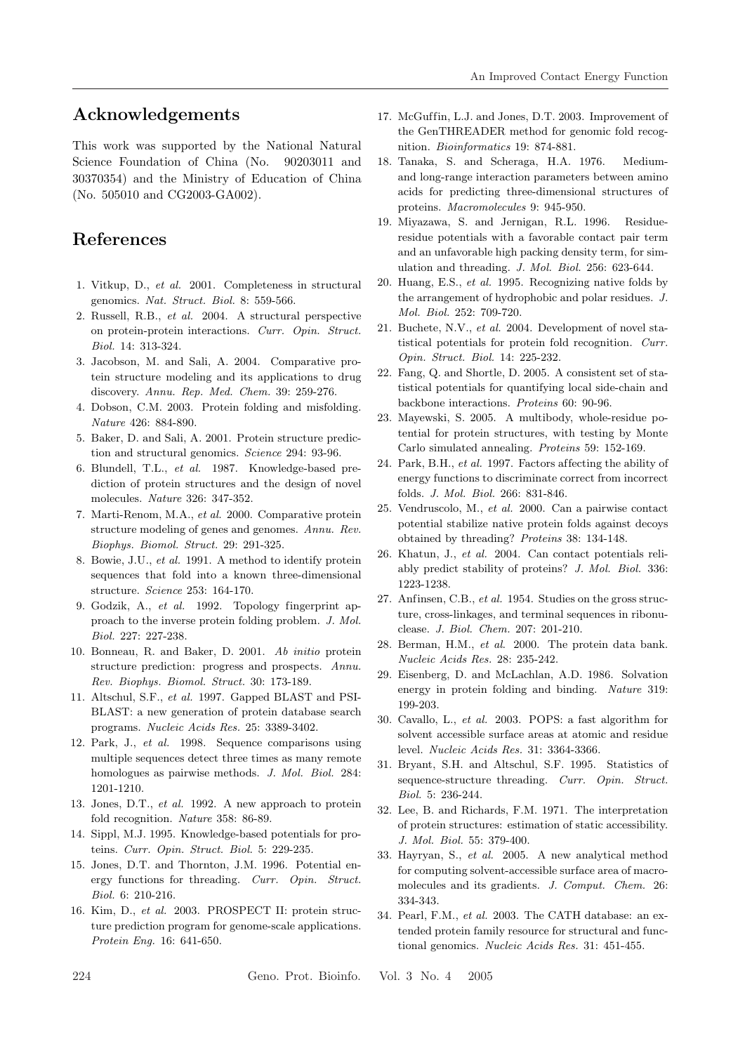## Acknowledgements

This work was supported by the National Natural Science Foundation of China (No. 90203011 and 30370354) and the Ministry of Education of China (No. 505010 and CG2003-GA002).

## References

1. Vitkup, D., *et al.* 2001. Completeness in structural genomics. *Nat. Struct. Biol.* 8: 559-566.
2. Russell, R.B., *et al.* 2004. A structural perspective on protein-protein interactions. *Curr. Opin. Struct. Biol.* 14: 313-324.
3. Jacobson, M. and Sali, A. 2004. Comparative protein structure modeling and its applications to drug discovery. *Annu. Rep. Med. Chem.* 39: 259-276.
4. Dobson, C.M. 2003. Protein folding and misfolding. *Nature* 426: 884-890.
5. Baker, D. and Sali, A. 2001. Protein structure prediction and structural genomics. *Science* 294: 93-96.
6. Blundell, T.L., *et al.* 1987. Knowledge-based prediction of protein structures and the design of novel molecules. *Nature* 326: 347-352.
7. Marti-Renom, M.A., *et al.* 2000. Comparative protein structure modeling of genes and genomes. *Annu. Rev. Biophys. Biomol. Struct.* 29: 291-325.
8. Bowie, J.U., *et al.* 1991. A method to identify protein sequences that fold into a known three-dimensional structure. *Science* 253: 164-170.
9. Godzik, A., *et al.* 1992. Topology fingerprint approach to the inverse protein folding problem. *J. Mol. Biol.* 227: 227-238.
10. Bonneau, R. and Baker, D. 2001. *Ab initio* protein structure prediction: progress and prospects. *Annu. Rev. Biophys. Biomol. Struct.* 30: 173-189.
11. Altschul, S.F., *et al.* 1997. Gapped BLAST and PSI-BLAST: a new generation of protein database search programs. *Nucleic Acids Res.* 25: 3389-3402.
12. Park, J., *et al.* 1998. Sequence comparisons using multiple sequences detect three times as many remote homologues as pairwise methods. *J. Mol. Biol.* 284: 1201-1210.
13. Jones, D.T., *et al.* 1992. A new approach to protein fold recognition. *Nature* 358: 86-89.
14. Sippl, M.J. 1995. Knowledge-based potentials for proteins. *Curr. Opin. Struct. Biol.* 5: 229-235.
15. Jones, D.T. and Thornton, J.M. 1996. Potential energy functions for threading. *Curr. Opin. Struct. Biol.* 6: 210-216.
16. Kim, D., *et al.* 2003. PROSPECT II: protein structure prediction program for genome-scale applications. *Protein Eng.* 16: 641-650.
17. McGuffin, L.J. and Jones, D.T. 2003. Improvement of the GenTHREADER method for genomic fold recognition. *Bioinformatics* 19: 874-881.
18. Tanaka, S. and Scheraga, H.A. 1976. Medium- and long-range interaction parameters between amino acids for predicting three-dimensional structures of proteins. *Macromolecules* 9: 945-950.
19. Miyazawa, S. and Jernigan, R.L. 1996. Residue-residue potentials with a favorable contact pair term and an unfavorable high packing density term, for simulation and threading. *J. Mol. Biol.* 256: 623-644.
20. Huang, E.S., *et al.* 1995. Recognizing native folds by the arrangement of hydrophobic and polar residues. *J. Mol. Biol.* 252: 709-720.
21. Buchete, N.V., *et al.* 2004. Development of novel statistical potentials for protein fold recognition. *Curr. Opin. Struct. Biol.* 14: 225-232.
22. Fang, Q. and Shortle, D. 2005. A consistent set of statistical potentials for quantifying local side-chain and backbone interactions. *Proteins* 60: 90-96.
23. Mayewski, S. 2005. A multibody, whole-residue potential for protein structures, with testing by Monte Carlo simulated annealing. *Proteins* 59: 152-169.
24. Park, B.H., *et al.* 1997. Factors affecting the ability of energy functions to discriminate correct from incorrect folds. *J. Mol. Biol.* 266: 831-846.
25. Vendruscolo, M., *et al.* 2000. Can a pairwise contact potential stabilize native protein folds against decoys obtained by threading? *Proteins* 38: 134-148.
26. Khatun, J., *et al.* 2004. Can contact potentials reliably predict stability of proteins? *J. Mol. Biol.* 336: 1223-1238.
27. Anfinsen, C.B., *et al.* 1954. Studies on the gross structure, cross-linkages, and terminal sequences in ribonuclease. *J. Biol. Chem.* 207: 201-210.
28. Berman, H.M., *et al.* 2000. The protein data bank. *Nucleic Acids Res.* 28: 235-242.
29. Eisenberg, D. and McLachlan, A.D. 1986. Solvation energy in protein folding and binding. *Nature* 319: 199-203.
30. Cavallo, L., *et al.* 2003. POPS: a fast algorithm for solvent accessible surface areas at atomic and residue level. *Nucleic Acids Res.* 31: 3364-3366.
31. Bryant, S.H. and Altschul, S.F. 1995. Statistics of sequence-structure threading. *Curr. Opin. Struct. Biol.* 5: 236-244.
32. Lee, B. and Richards, F.M. 1971. The interpretation of protein structures: estimation of static accessibility. *J. Mol. Biol.* 55: 379-400.
33. Hayryan, S., *et al.* 2005. A new analytical method for computing solvent-accessible surface area of macromolecules and its gradients. *J. Comput. Chem.* 26: 334-343.
34. Pearl, F.M., *et al.* 2003. The CATH database: an extended protein family resource for structural and functional genomics. *Nucleic Acids Res.* 31: 451-455.